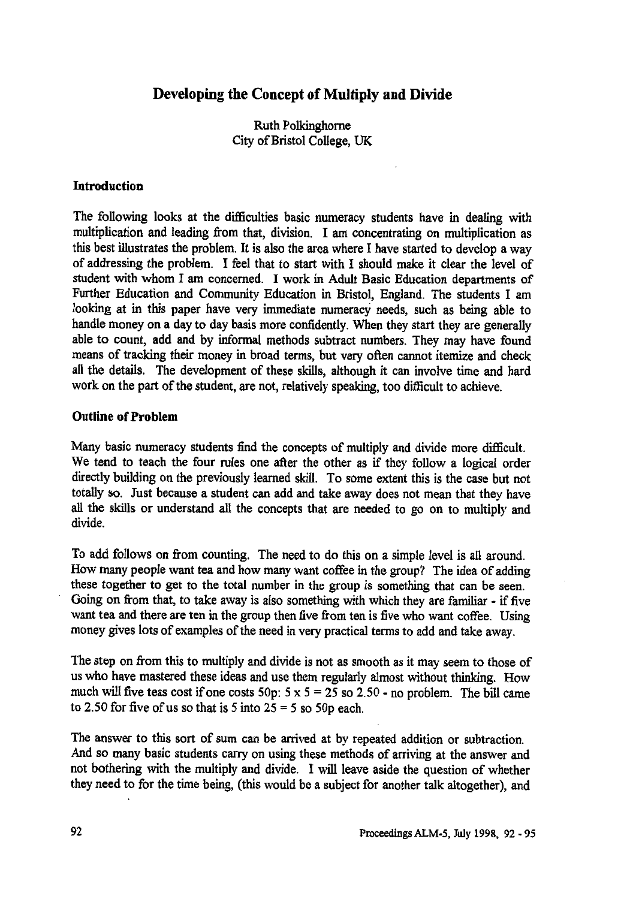# Developing the Concept of Multiply and Divide

Ruth Polkinghorne
City of Bristol College, UK

## Introduction

The following looks at the difficulties basic numeracy students have in dealing with multiplication and leading from that, division. I am concentrating on multiplication as this best illustrates the problem. It is also the area where I have started to develop a way of addressing the problem. I feel that to start with I should make it clear the level of student with whom I am concerned. I work in Adult Basic Education departments of Further Education and Community Education in Bristol, England. The students I am looking at in this paper have very immediate numeracy needs, such as being able to handle money on a day to day basis more confidently. When they start they are generally able to count, add and by informal methods subtract numbers. They may have found means of tracking their money in broad terms, but very often cannot itemize and check all the details. The development of these skills, although it can involve time and hard work on the part of the student, are not, relatively speaking, too difficult to achieve.

## Outline of Problem

Many basic numeracy students find the concepts of multiply and divide more difficult. We tend to teach the four rules one after the other as if they follow a logical order directly building on the previously learned skill. To some extent this is the case but not totally so. Just because a student can add and take away does not mean that they have all the skills or understand all the concepts that are needed to go on to multiply and divide.

To add follows on from counting. The need to do this on a simple level is all around. How many people want tea and how many want coffee in the group? The idea of adding these together to get to the total number in the group is something that can be seen. Going on from that, to take away is also something with which they are familiar - if five want tea and there are ten in the group then five from ten is five who want coffee. Using money gives lots of examples of the need in very practical terms to add and take away.

The step on from this to multiply and divide is not as smooth as it may seem to those of us who have mastered these ideas and use them regularly almost without thinking. How much will five teas cost if one costs 50p: $5 \times 5 = 25$ so 2.50 - no problem. The bill came to 2.50 for five of us so that is 5 into $25 = 5$ so 50p each.

The answer to this sort of sum can be arrived at by repeated addition or subtraction. And so many basic students carry on using these methods of arriving at the answer and not bothering with the multiply and divide. I will leave aside the question of whether they need to for the time being, (this would be a subject for another talk altogether), and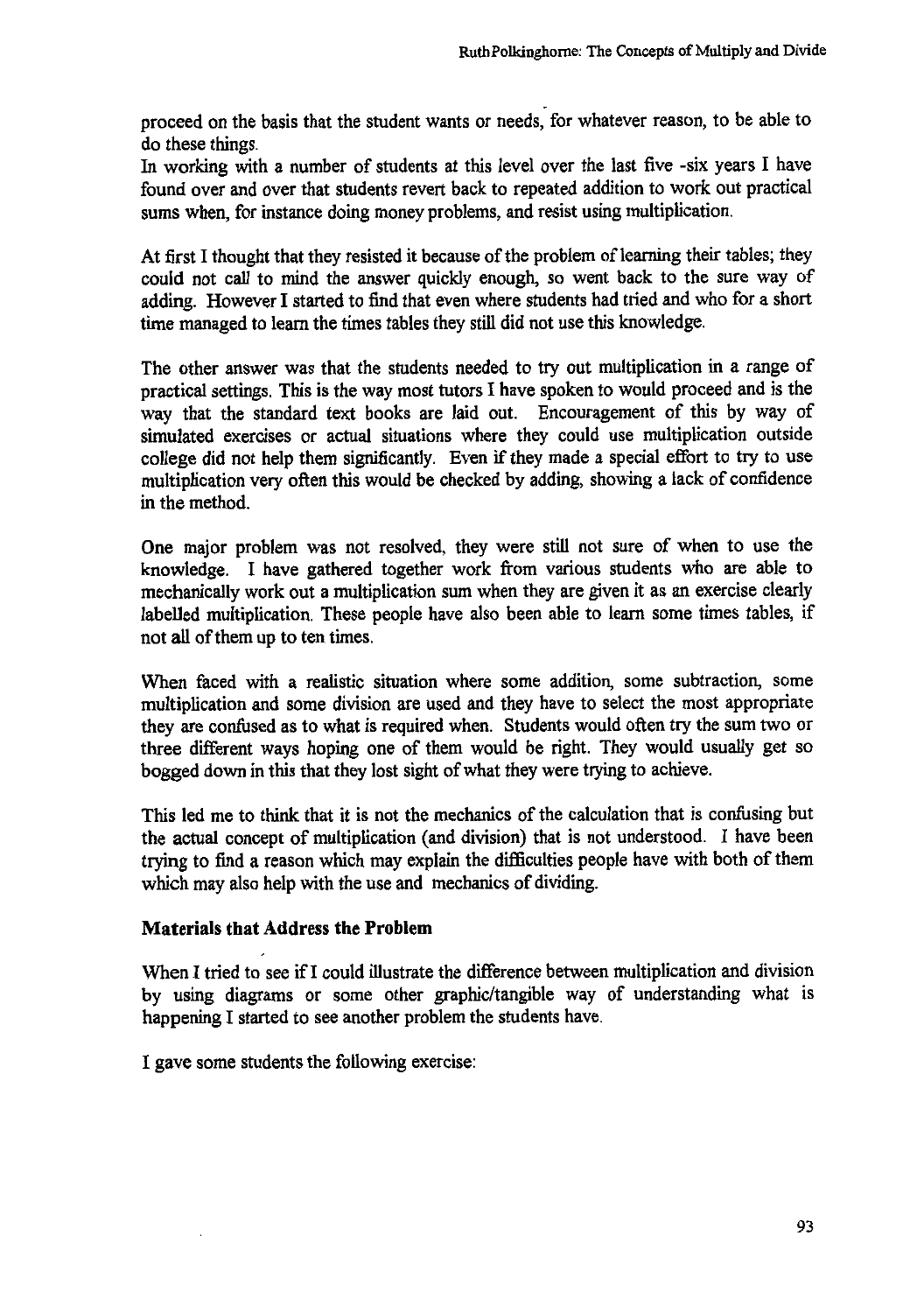proceed on the basis that the student wants or needs, for whatever reason, to be able to do these things.
In working with a number of students at this level over the last five -six years I have found over and over that students revert back to repeated addition to work out practical sums when, for instance doing money problems, and resist using multiplication.

At first I thought that they resisted it because of the problem of learning their tables; they could not call to mind the answer quickly enough, so went back to the sure way of adding. However I started to find that even where students had tried and who for a short time managed to learn the times tables they still did not use this knowledge.

The other answer was that the students needed to try out multiplication in a range of practical settings. This is the way most tutors I have spoken to would proceed and is the way that the standard text books are laid out. Encouragement of this by way of simulated exercises or actual situations where they could use multiplication outside college did not help them significantly. Even if they made a special effort to try to use multiplication very often this would be checked by adding, showing a lack of confidence in the method.

One major problem was not resolved, they were still not sure of when to use the knowledge. I have gathered together work from various students who are able to mechanically work out a multiplication sum when they are given it as an exercise clearly labelled multiplication. These people have also been able to learn some times tables, if not all of them up to ten times.

When faced with a realistic situation where some addition, some subtraction, some multiplication and some division are used and they have to select the most appropriate they are confused as to what is required when. Students would often try the sum two or three different ways hoping one of them would be right. They would usually get so bogged down in this that they lost sight of what they were trying to achieve.

This led me to think that it is not the mechanics of the calculation that is confusing but the actual concept of multiplication (and division) that is not understood. I have been trying to find a reason which may explain the difficulties people have with both of them which may also help with the use and mechanics of dividing.

**Materials that Address the Problem**

When I tried to see if I could illustrate the difference between multiplication and division by using diagrams or some other graphic/tangible way of understanding what is happening I started to see another problem the students have.

I gave some students the following exercise: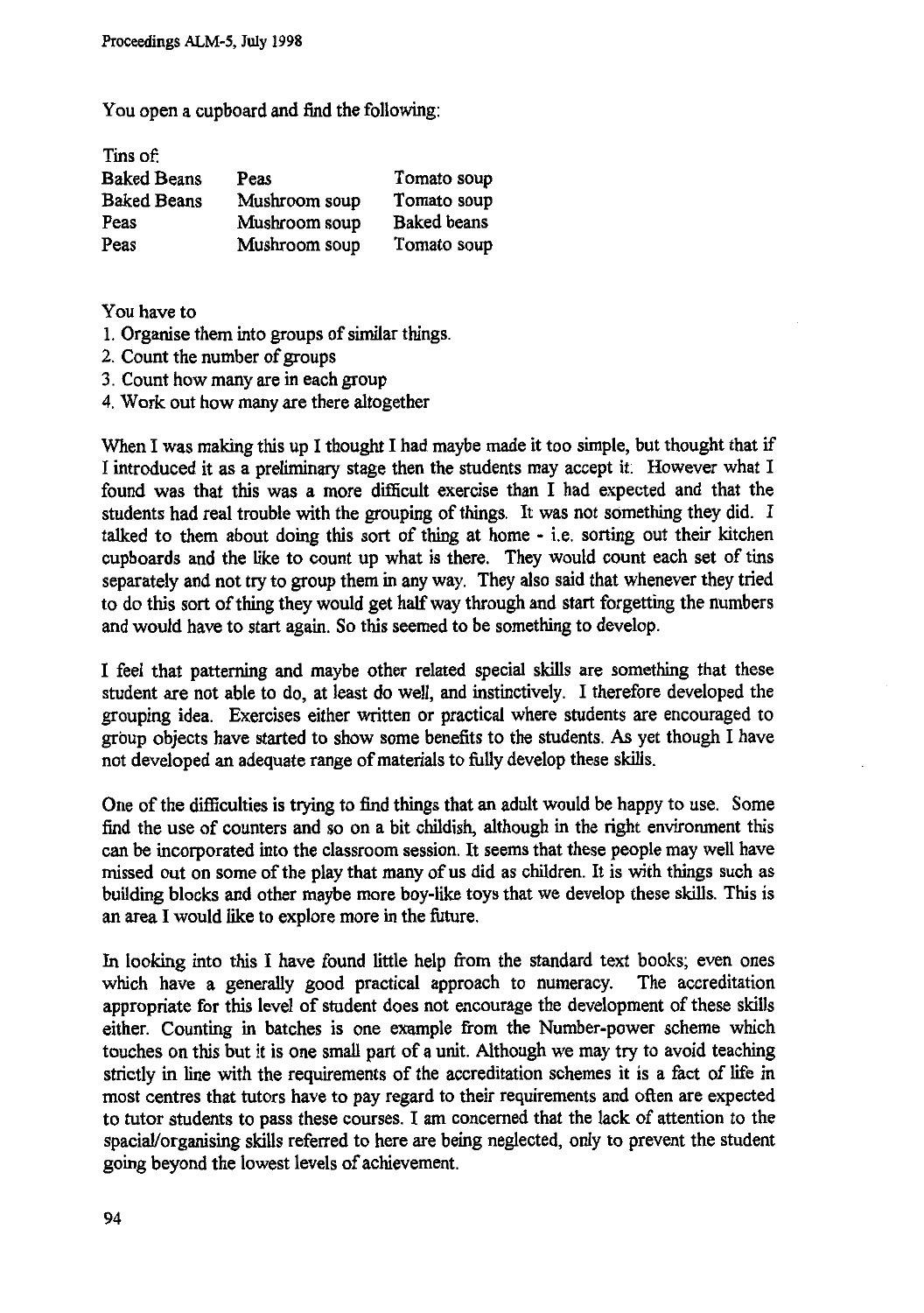You open a cupboard and find the following:

Tins of:

| | | |
|---|---|---|
| Baked Beans | Peas | Tomato soup |
| Baked Beans | Mushroom soup | Tomato soup |
| Peas | Mushroom soup | Baked beans |
| Peas | Mushroom soup | Tomato soup |

You have to

1. Organise them into groups of similar things.
2. Count the number of groups
3. Count how many are in each group
4. Work out how many are there altogether

When I was making this up I thought I had maybe made it too simple, but thought that if I introduced it as a preliminary stage then the students may accept it. However what I found was that this was a more difficult exercise than I had expected and that the students had real trouble with the grouping of things. It was not something they did. I talked to them about doing this sort of thing at home - i.e. sorting out their kitchen cupboards and the like to count up what is there. They would count each set of tins separately and not try to group them in any way. They also said that whenever they tried to do this sort of thing they would get half way through and start forgetting the numbers and would have to start again. So this seemed to be something to develop.

I feel that patterning and maybe other related special skills are something that these student are not able to do, at least do well, and instinctively. I therefore developed the grouping idea. Exercises either written or practical where students are encouraged to group objects have started to show some benefits to the students. As yet though I have not developed an adequate range of materials to fully develop these skills.

One of the difficulties is trying to find things that an adult would be happy to use. Some find the use of counters and so on a bit childish, although in the right environment this can be incorporated into the classroom session. It seems that these people may well have missed out on some of the play that many of us did as children. It is with things such as building blocks and other maybe more boy-like toys that we develop these skills. This is an area I would like to explore more in the future.

In looking into this I have found little help from the standard text books; even ones which have a generally good practical approach to numeracy. The accreditation appropriate for this level of student does not encourage the development of these skills either. Counting in batches is one example from the Number-power scheme which touches on this but it is one small part of a unit. Although we may try to avoid teaching strictly in line with the requirements of the accreditation schemes it is a fact of life in most centres that tutors have to pay regard to their requirements and often are expected to tutor students to pass these courses. I am concerned that the lack of attention to the spacial/organising skills referred to here are being neglected, only to prevent the student going beyond the lowest levels of achievement.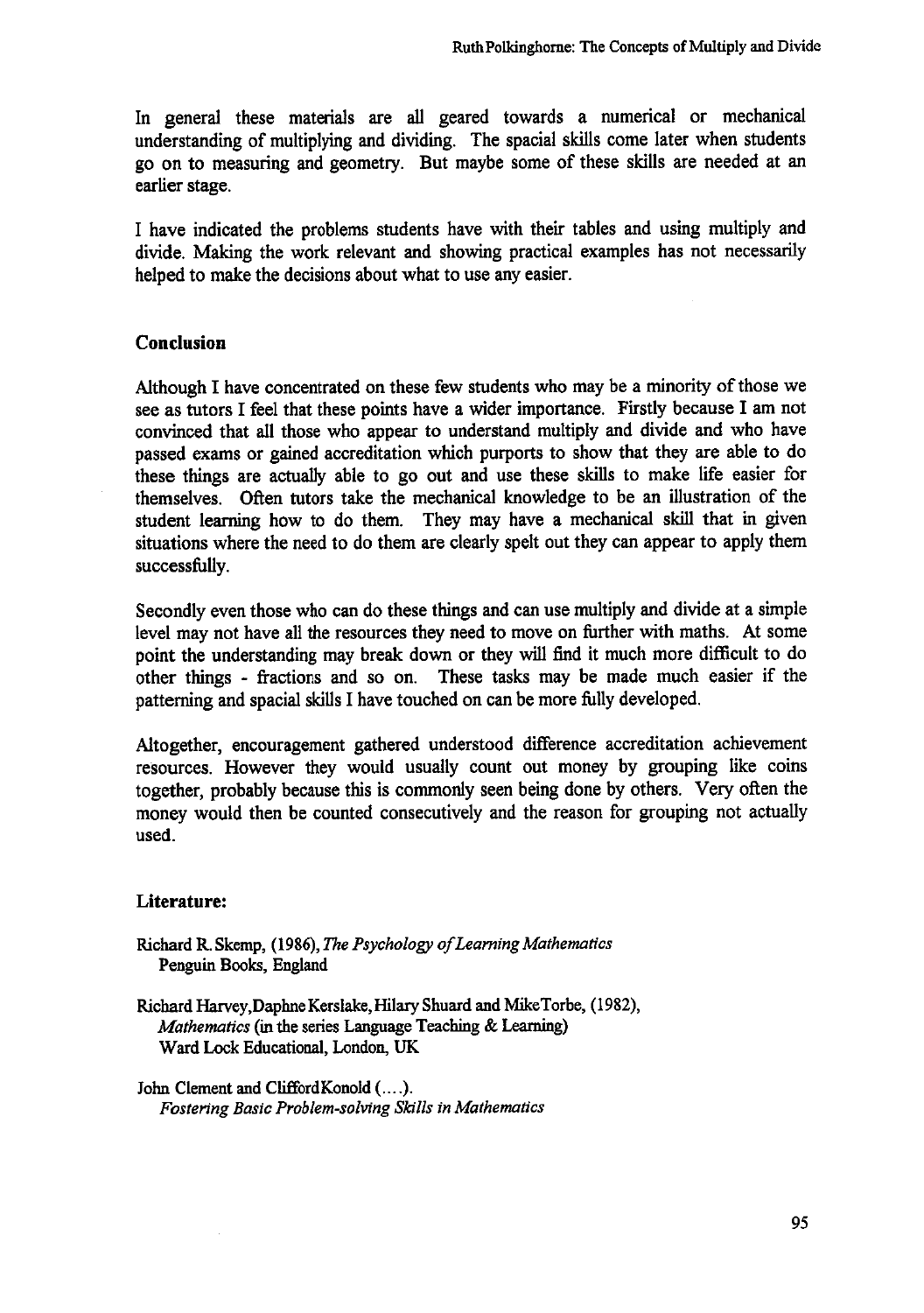In general these materials are all geared towards a numerical or mechanical understanding of multiplying and dividing. The spacial skills come later when students go on to measuring and geometry. But maybe some of these skills are needed at an earlier stage.

I have indicated the problems students have with their tables and using multiply and divide. Making the work relevant and showing practical examples has not necessarily helped to make the decisions about what to use any easier.

## Conclusion

Although I have concentrated on these few students who may be a minority of those we see as tutors I feel that these points have a wider importance. Firstly because I am not convinced that all those who appear to understand multiply and divide and who have passed exams or gained accreditation which purports to show that they are able to do these things are actually able to go out and use these skills to make life easier for themselves. Often tutors take the mechanical knowledge to be an illustration of the student learning how to do them. They may have a mechanical skill that in given situations where the need to do them are clearly spelt out they can appear to apply them successfully.

Secondly even those who can do these things and can use multiply and divide at a simple level may not have all the resources they need to move on further with maths. At some point the understanding may break down or they will find it much more difficult to do other things - fractions and so on. These tasks may be made much easier if the patterning and spacial skills I have touched on can be more fully developed.

Altogether, encouragement gathered understood difference accreditation achievement resources. However they would usually count out money by grouping like coins together, probably because this is commonly seen being done by others. Very often the money would then be counted consecutively and the reason for grouping not actually used.

## Literature:

Richard R. Skemp, (1986), *The Psychology of Learning Mathematics*
Penguin Books, England

Richard Harvey, Daphne Kerslake, Hilary Shuard and Mike Torbe, (1982),
*Mathematics* (in the series Language Teaching & Learning)
Ward Lock Educational, London, UK

John Clement and Clifford Konold (....).
*Fostering Basic Problem-solving Skills in Mathematics*